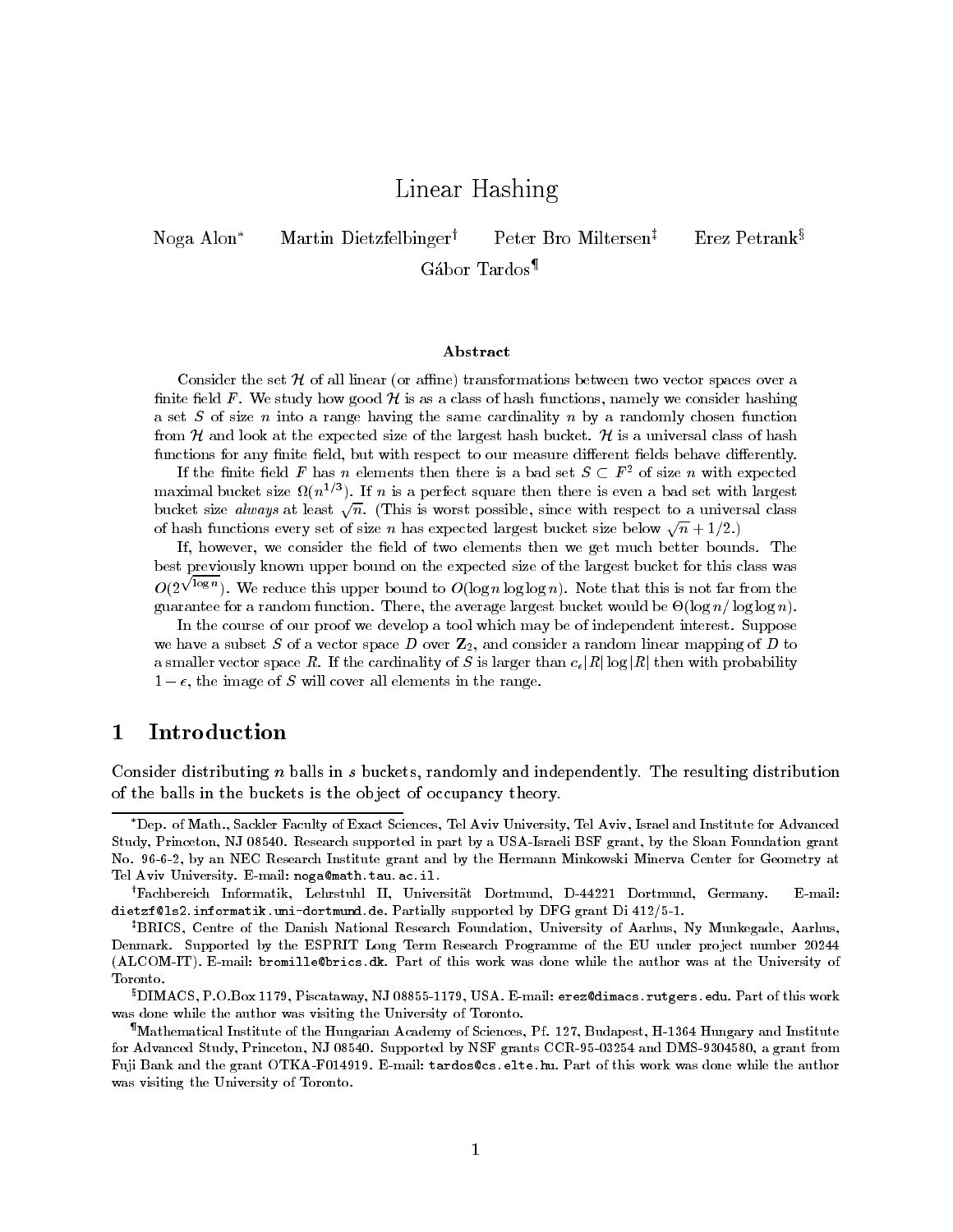# Linear Hashing

Noga Alon[*] Martin Dietzfelbinger[†] Peter Bro Miltersen[‡] Erez Petrank[§] Gábor Tardos[¶]

### Abstract

Consider the set $\mathcal{H}$ of all linear (or affine) transformations between two vector spaces over a finite field $F$. We study how good $\mathcal{H}$ is as a class of hash functions, namely we consider hashing a set $S$ of size $n$ into a range having the same cardinality $n$ by a randomly chosen function from $\mathcal{H}$ and look at the expected size of the largest hash bucket. $\mathcal{H}$ is a universal class of hash functions for any finite field, but with respect to our measure different fields behave differently.

If the finite field $F$ has $n$ elements then there is a bad set $S \subset F^2$ of size $n$ with expected maximal bucket size $\Omega(n^{1/3})$. If $n$ is a perfect square then there is even a bad set with largest bucket size *always* at least $\sqrt{n}$. (This is worst possible, since with respect to a universal class of hash functions every set of size $n$ has expected largest bucket size below $\sqrt{n} + 1/2$.)

If, however, we consider the field of two elements then we get much better bounds. The best previously known upper bound on the expected size of the largest bucket for this class was $O(2^{\sqrt{\log n}})$. We reduce this upper bound to $O(\log n \log \log n)$. Note that this is not far from the guarantee for a random function. There, the average largest bucket would be $\Theta(\log n / \log \log n)$.

In the course of our proof we develop a tool which may be of independent interest. Suppose we have a subset $S$ of a vector space $D$ over $\mathbf{Z}_2$, and consider a random linear mapping of $D$ to a smaller vector space $R$. If the cardinality of $S$ is larger than $c_\epsilon |R| \log |R|$ then with probability $1 - \epsilon$, the image of $S$ will cover all elements in the range.

## 1 Introduction

Consider distributing $n$ balls in $s$ buckets, randomly and independently. The resulting distribution of the balls in the buckets is the object of occupancy theory.

---

[*] Dep. of Math., Sackler Faculty of Exact Sciences, Tel Aviv University, Tel Aviv, Israel and Institute for Advanced Study, Princeton, NJ 08540. Research supported in part by a USA-Israeli BSF grant, by the Sloan Foundation grant No. 96-6-2, by an NEC Research Institute grant and by the Hermann Minkowski Minerva Center for Geometry at Tel Aviv University. E-mail: noga@math.tau.ac.il.

[†] Fachbereich Informatik, Lehrstuhl II, Universität Dortmund, D-44221 Dortmund, Germany. E-mail: dietzf@ls2.informatik.uni-dortmund.de. Partially supported by DFG grant Di 412/5-1.

[‡] BRICS, Centre of the Danish National Research Foundation, University of Aarhus, Ny Munkegade, Aarhus, Denmark. Supported by the ESPRIT Long Term Research Programme of the EU under project number 20244 (ALCOM-IT). E-mail: bromille@brics.dk. Part of this work was done while the author was at the University of Toronto.

[§] DIMACS, P.O.Box 1179, Piscataway, NJ 08855-1179, USA. E-mail: erez@dimacs.rutgers.edu. Part of this work was done while the author was visiting the University of Toronto.

[¶] Mathematical Institute of the Hungarian Academy of Sciences, Pf. 127, Budapest, H-1364 Hungary and Institute for Advanced Study, Princeton, NJ 08540. Supported by NSF grants CCR-95-03254 and DMS-9304580, a grant from Fuji Bank and the grant OTKA-F014919. E-mail: tardos@cs.elte.hu. Part of this work was done while the author was visiting the University of Toronto.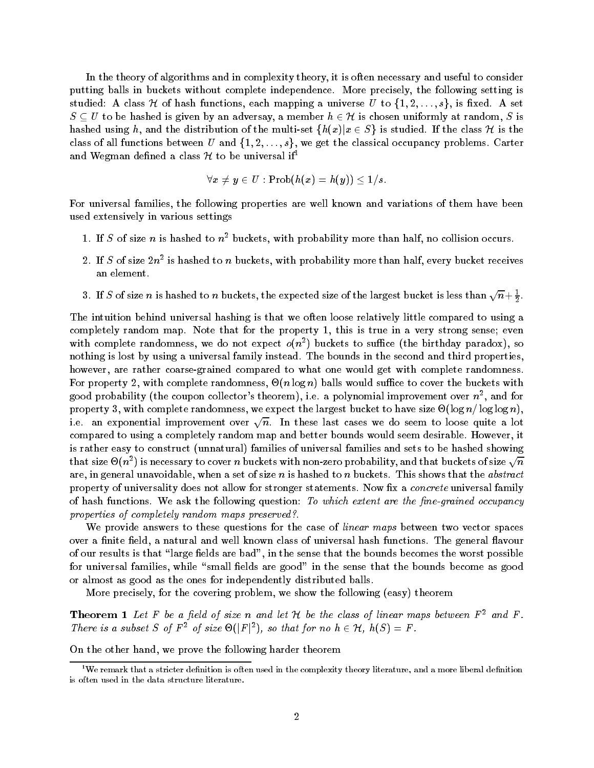In the theory of algorithms and in complexity theory, it is often necessary and useful to consider putting balls in buckets without complete independence. More precisely, the following setting is studied: A class $\mathcal{H}$ of hash functions, each mapping a universe $U$ to $\{1, 2, \ldots, s\}$, is fixed. A set $S \subseteq U$ to be hashed is given by an adversay, a member $h \in \mathcal{H}$ is chosen uniformly at random, $S$ is hashed using $h$, and the distribution of the multi-set $\{h(x)|x \in S\}$ is studied. If the class $\mathcal{H}$ is the class of all functions between $U$ and $\{1, 2, \ldots, s\}$, we get the classical occupancy problems. Carter and Wegman defined a class $\mathcal{H}$ to be universal if[1]

$$\forall x \neq y \in U : \text{Prob}(h(x) = h(y)) \leq 1/s.$$

For universal families, the following properties are well known and variations of them have been used extensively in various settings

1. If $S$ of size $n$ is hashed to $n^2$ buckets, with probability more than half, no collision occurs.
2. If $S$ of size $2n^2$ is hashed to $n$ buckets, with probability more than half, every bucket receives an element.
3. If $S$ of size $n$ is hashed to $n$ buckets, the expected size of the largest bucket is less than $\sqrt{n} + \frac{1}{2}$.

The intuition behind universal hashing is that we often loose relatively little compared to using a completely random map. Note that for the property 1, this is true in a very strong sense; even with complete randomness, we do not expect $o(n^2)$ buckets to suffice (the birthday paradox), so nothing is lost by using a universal family instead. The bounds in the second and third properties, however, are rather coarse-grained compared to what one would get with complete randomness. For property 2, with complete randomness, $\Theta(n \log n)$ balls would suffice to cover the buckets with good probability (the coupon collector's theorem), i.e. a polynomial improvement over $n^2$, and for property 3, with complete randomness, we expect the largest bucket to have size $\Theta(\log n / \log \log n)$, i.e. an exponential improvement over $\sqrt{n}$. In these last cases we do seem to loose quite a lot compared to using a completely random map and better bounds would seem desirable. However, it is rather easy to construct (unnatural) families of universal families and sets to be hashed showing that size $\Theta(n^2)$ is necessary to cover $n$ buckets with non-zero probability, and that buckets of size $\sqrt{n}$ are, in general unavoidable, when a set of size $n$ is hashed to $n$ buckets. This shows that the *abstract* property of universality does not allow for stronger statements. Now fix a *concrete* universal family of hash functions. We ask the following question: *To which extent are the fine-grained occupancy properties of completely random maps preserved?*.

We provide answers to these questions for the case of *linear maps* between two vector spaces over a finite field, a natural and well known class of universal hash functions. The general flavour of our results is that "large fields are bad", in the sense that the bounds becomes the worst possible for universal families, while "small fields are good" in the sense that the bounds become as good or almost as good as the ones for independently distributed balls.

More precisely, for the covering problem, we show the following (easy) theorem

**Theorem 1** *Let $F$ be a field of size $n$ and let $\mathcal{H}$ be the class of linear maps between $F^2$ and $F$. There is a subset $S$ of $F^2$ of size $\Theta(|F|^2)$, so that for no $h \in \mathcal{H}$, $h(S) = F$.*

On the other hand, we prove the following harder theorem

[1] We remark that a stricter definition is often used in the complexity theory literature, and a more liberal definition is often used in the data structure literature.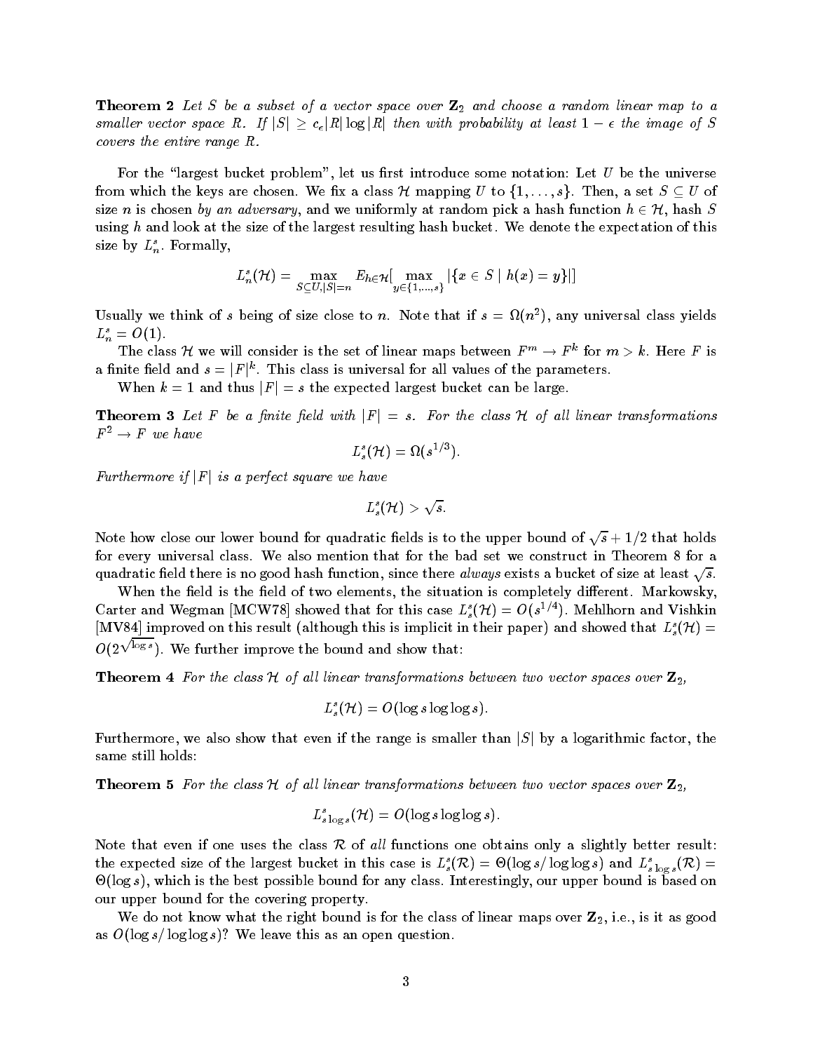**Theorem 2** *Let $S$ be a subset of a vector space over $\mathbf{Z}_2$ and choose a random linear map to a smaller vector space $R$. If $|S| \geq c_\epsilon |R| \log |R|$ then with probability at least $1 - \epsilon$ the image of $S$ covers the entire range $R$.*

For the "largest bucket problem", let us first introduce some notation: Let $U$ be the universe from which the keys are chosen. We fix a class $\mathcal{H}$ mapping $U$ to $\{1, \ldots, s\}$. Then, a set $S \subseteq U$ of size $n$ is chosen *by an adversary*, and we uniformly at random pick a hash function $h \in \mathcal{H}$, hash $S$ using $h$ and look at the size of the largest resulting hash bucket. We denote the expectation of this size by $L_n^s$. Formally,

$$L_n^s(\mathcal{H}) = \max_{S \subseteq U, |S| = n} E_{h \in \mathcal{H}}[\max_{y \in \{1,\ldots,s\}} |\{x \in S \mid h(x) = y\}|]$$

Usually we think of $s$ being of size close to $n$. Note that if $s = \Omega(n^2)$, any universal class yields $L_n^s = O(1)$.

The class $\mathcal{H}$ we will consider is the set of linear maps between $F^m \to F^k$ for $m > k$. Here $F$ is a finite field and $s = |F|^k$. This class is universal for all values of the parameters.

When $k = 1$ and thus $|F| = s$ the expected largest bucket can be large.

**Theorem 3** *Let $F$ be a finite field with $|F| = s$. For the class $\mathcal{H}$ of all linear transformations $F^2 \to F$ we have*

$$L_s^s(\mathcal{H}) = \Omega(s^{1/3}).$$

*Furthermore if $|F|$ is a perfect square we have*

$$L_s^s(\mathcal{H}) > \sqrt{s}.$$

Note how close our lower bound for quadratic fields is to the upper bound of $\sqrt{s} + 1/2$ that holds for every universal class. We also mention that for the bad set we construct in Theorem 8 for a quadratic field there is no good hash function, since there *always* exists a bucket of size at least $\sqrt{s}$.

When the field is the field of two elements, the situation is completely different. Markowsky, Carter and Wegman [MCW78] showed that for this case $L_s^s(\mathcal{H}) = O(s^{1/4})$. Mehlhorn and Vishkin [MV84] improved on this result (although this is implicit in their paper) and showed that $L_s^s(\mathcal{H}) = O(2^{\sqrt{\log s}})$. We further improve the bound and show that:

**Theorem 4** *For the class $\mathcal{H}$ of all linear transformations between two vector spaces over $\mathbf{Z}_2$,*

$$L_s^s(\mathcal{H}) = O(\log s \log \log s).$$

Furthermore, we also show that even if the range is smaller than $|S|$ by a logarithmic factor, the same still holds:

**Theorem 5** *For the class $\mathcal{H}$ of all linear transformations between two vector spaces over $\mathbf{Z}_2$,*

$$L_{s \log s}^s(\mathcal{H}) = O(\log s \log \log s).$$

Note that even if one uses the class $\mathcal{R}$ of *all* functions one obtains only a slightly better result: the expected size of the largest bucket in this case is $L_s^s(\mathcal{R}) = \Theta(\log s / \log \log s)$ and $L_{s \log s}^s(\mathcal{R}) = \Theta(\log s)$, which is the best possible bound for any class. Interestingly, our upper bound is based on our upper bound for the covering property.

We do not know what the right bound is for the class of linear maps over $\mathbf{Z}_2$, i.e., is it as good as $O(\log s / \log \log s)$? We leave this as an open question.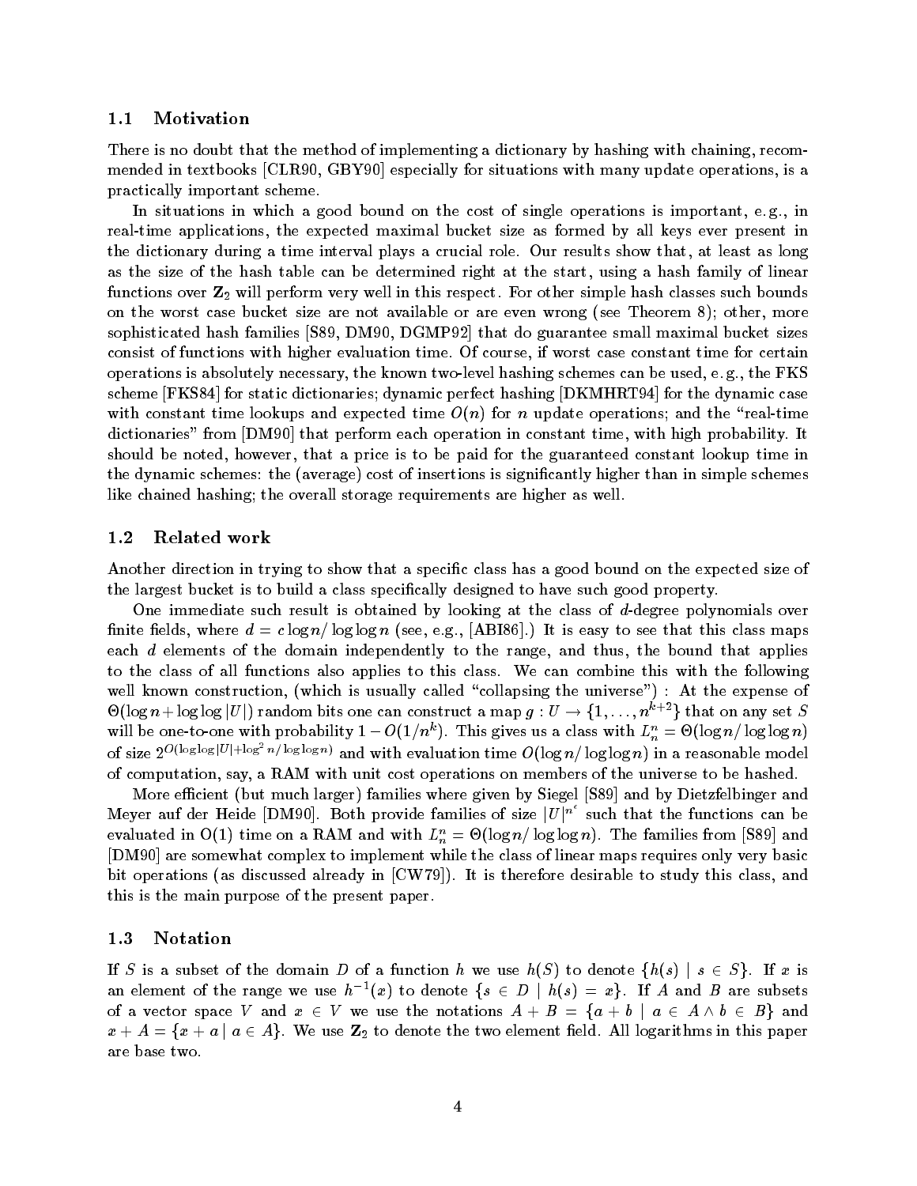## 1.1 Motivation

There is no doubt that the method of implementing a dictionary by hashing with chaining, recommended in textbooks [CLR90, GBY90] especially for situations with many update operations, is a practically important scheme.

In situations in which a good bound on the cost of single operations is important, e.g., in real-time applications, the expected maximal bucket size as formed by all keys ever present in the dictionary during a time interval plays a crucial role. Our results show that, at least as long as the size of the hash table can be determined right at the start, using a hash family of linear functions over $\mathbf{Z}_2$ will perform very well in this respect. For other simple hash classes such bounds on the worst case bucket size are not available or are even wrong (see Theorem 8); other, more sophisticated hash families [S89, DM90, DGMP92] that do guarantee small maximal bucket sizes consist of functions with higher evaluation time. Of course, if worst case constant time for certain operations is absolutely necessary, the known two-level hashing schemes can be used, e.g., the FKS scheme [FKS84] for static dictionaries; dynamic perfect hashing [DKMHRT94] for the dynamic case with constant time lookups and expected time $O(n)$ for $n$ update operations; and the "real-time dictionaries" from [DM90] that perform each operation in constant time, with high probability. It should be noted, however, that a price is to be paid for the guaranteed constant lookup time in the dynamic schemes: the (average) cost of insertions is significantly higher than in simple schemes like chained hashing; the overall storage requirements are higher as well.

## 1.2 Related work

Another direction in trying to show that a specific class has a good bound on the expected size of the largest bucket is to build a class specifically designed to have such good property.

One immediate such result is obtained by looking at the class of $d$-degree polynomials over finite fields, where $d = c\log n/\log\log n$ (see, e.g., [ABI86].) It is easy to see that this class maps each $d$ elements of the domain independently to the range, and thus, the bound that applies to the class of all functions also applies to this class. We can combine this with the following well known construction, (which is usually called "collapsing the universe") : At the expense of $\Theta(\log n + \log\log|U|)$ random bits one can construct a map $g : U \to \{1, \ldots, n^{k+2}\}$ that on any set $S$ will be one-to-one with probability $1 - O(1/n^k)$. This gives us a class with $L_n^n = \Theta(\log n/\log\log n)$ of size $2^{O(\log\log|U| + \log^2 n/\log\log n)}$ and with evaluation time $O(\log n/\log\log n)$ in a reasonable model of computation, say, a RAM with unit cost operations on members of the universe to be hashed.

More efficient (but much larger) families where given by Siegel [S89] and by Dietzfelbinger and Meyer auf der Heide [DM90]. Both provide families of size $|U|^{n^\epsilon}$ such that the functions can be evaluated in O(1) time on a RAM and with $L_n^n = \Theta(\log n/\log\log n)$. The families from [S89] and [DM90] are somewhat complex to implement while the class of linear maps requires only very basic bit operations (as discussed already in [CW79]). It is therefore desirable to study this class, and this is the main purpose of the present paper.

## 1.3 Notation

If $S$ is a subset of the domain $D$ of a function $h$ we use $h(S)$ to denote $\{h(s) \mid s \in S\}$. If $x$ is an element of the range we use $h^{-1}(x)$ to denote $\{s \in D \mid h(s) = x\}$. If $A$ and $B$ are subsets of a vector space $V$ and $x \in V$ we use the notations $A + B = \{a + b \mid a \in A \wedge b \in B\}$ and $x + A = \{x + a \mid a \in A\}$. We use $\mathbf{Z}_2$ to denote the two element field. All logarithms in this paper are base two.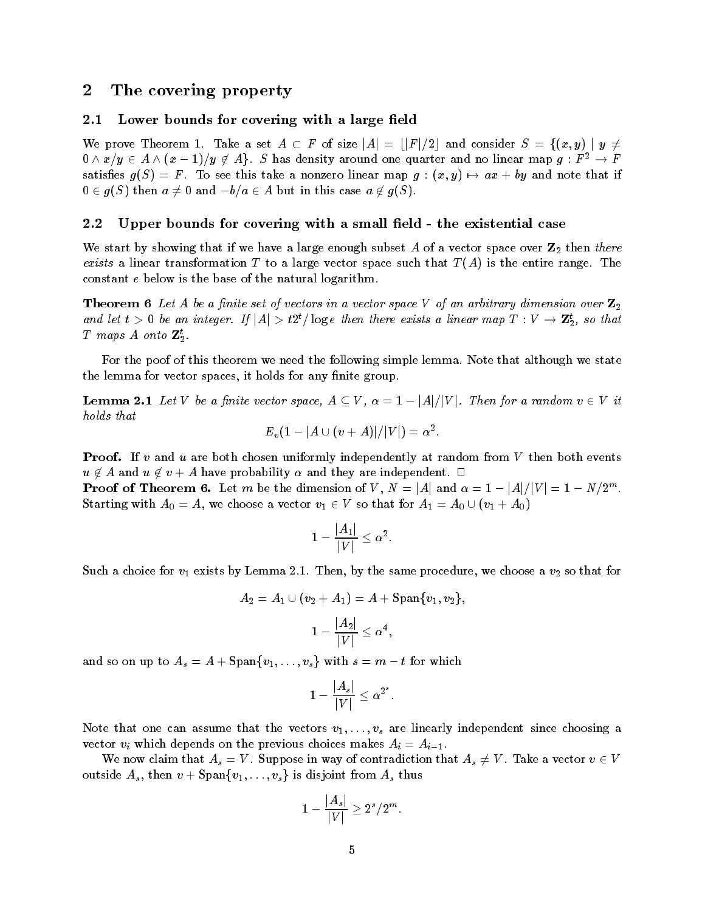## 2 The covering property

### 2.1 Lower bounds for covering with a large field

We prove Theorem 1. Take a set $A \subset F$ of size $|A| = \lfloor |F|/2 \rfloor$ and consider $S = \{(x, y) \mid y \neq 0 \wedge x/y \in A \wedge (x-1)/y \notin A\}$. $S$ has density around one quarter and no linear map $g : F^2 \to F$ satisfies $g(S) = F$. To see this take a nonzero linear map $g : (x, y) \mapsto ax + by$ and note that if $0 \in g(S)$ then $a \neq 0$ and $-b/a \in A$ but in this case $a \notin g(S)$.

### 2.2 Upper bounds for covering with a small field - the existential case

We start by showing that if we have a large enough subset $A$ of a vector space over $\mathbf{Z}_2$ then *there exists* a linear transformation $T$ to a large vector space such that $T(A)$ is the entire range. The constant $e$ below is the base of the natural logarithm.

**Theorem 6** *Let $A$ be a finite set of vectors in a vector space $V$ of an arbitrary dimension over $\mathbf{Z}_2$ and let $t > 0$ be an integer. If $|A| > t2^t/\log e$ then there exists a linear map $T : V \to \mathbf{Z}_2^t$, so that $T$ maps $A$ onto $\mathbf{Z}_2^t$.*

For the poof of this theorem we need the following simple lemma. Note that although we state the lemma for vector spaces, it holds for any finite group.

**Lemma 2.1** *Let $V$ be a finite vector space, $A \subseteq V$, $\alpha = 1 - |A|/|V|$. Then for a random $v \in V$ it holds that*

$$E_v(1 - |A \cup (v + A)|/|V|) = \alpha^2.$$

**Proof.** If $v$ and $u$ are both chosen uniformly independently at random from $V$ then both events $u \notin A$ and $u \notin v + A$ have probability $\alpha$ and they are independent. $\square$

**Proof of Theorem 6.** Let $m$ be the dimension of $V$, $N = |A|$ and $\alpha = 1 - |A|/|V| = 1 - N/2^m$. Starting with $A_0 = A$, we choose a vector $v_1 \in V$ so that for $A_1 = A_0 \cup (v_1 + A_0)$

$$1 - \frac{|A_1|}{|V|} \leq \alpha^2.$$

Such a choice for $v_1$ exists by Lemma 2.1. Then, by the same procedure, we choose a $v_2$ so that for

$$A_2 = A_1 \cup (v_2 + A_1) = A + \text{Span}\{v_1, v_2\},$$

$$1 - \frac{|A_2|}{|V|} \leq \alpha^4,$$

and so on up to $A_s = A + \text{Span}\{v_1, \ldots, v_s\}$ with $s = m - t$ for which

$$1 - \frac{|A_s|}{|V|} \leq \alpha^{2^s}.$$

Note that one can assume that the vectors $v_1, \ldots, v_s$ are linearly independent since choosing a vector $v_i$ which depends on the previous choices makes $A_i = A_{i-1}$.

We now claim that $A_s = V$. Suppose in way of contradiction that $A_s \neq V$. Take a vector $v \in V$ outside $A_s$, then $v + \text{Span}\{v_1, \ldots, v_s\}$ is disjoint from $A_s$ thus

$$1 - \frac{|A_s|}{|V|} \geq 2^s/2^m.$$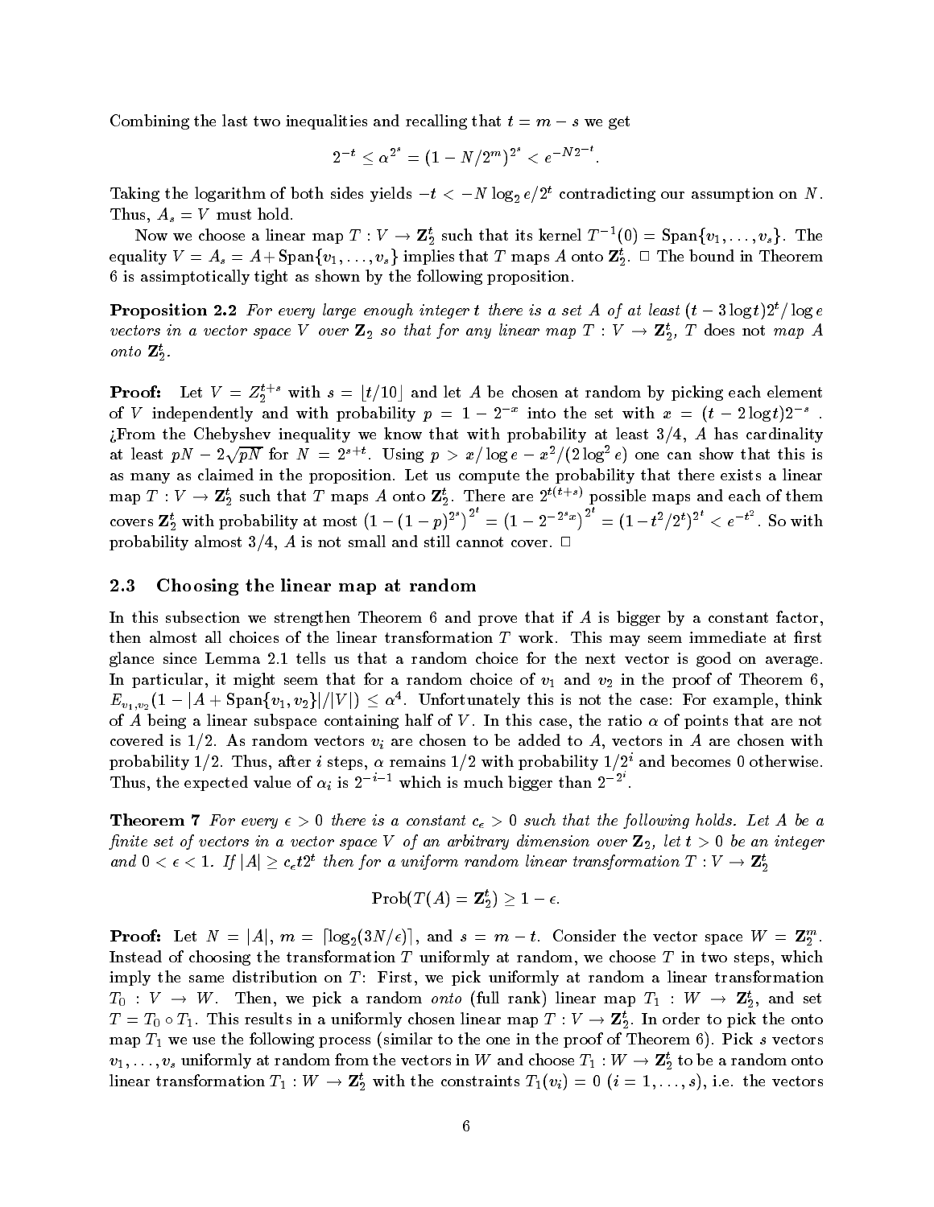Combining the last two inequalities and recalling that $t = m - s$ we get

$$2^{-t} \leq \alpha^{2^s} = (1 - N/2^m)^{2^s} < e^{-N2^{-t}}.$$

Taking the logarithm of both sides yields $-t < -N \log_2 e/2^t$ contradicting our assumption on $N$. Thus, $A_s = V$ must hold.

Now we choose a linear map $T : V \to \mathbf{Z}_2^t$ such that its kernel $T^{-1}(0) = \mathrm{Span}\{v_1, \ldots, v_s\}$. The equality $V = A_s = A + \mathrm{Span}\{v_1, \ldots, v_s\}$ implies that $T$ maps $A$ onto $\mathbf{Z}_2^t$. □ The bound in Theorem 6 is assimptotically tight as shown by the following proposition.

**Proposition 2.2** *For every large enough integer $t$ there is a set $A$ of at least $(t - 3\log t)2^t/\log e$ vectors in a vector space $V$ over $\mathbf{Z}_2$ so that for any linear map $T : V \to \mathbf{Z}_2^t$, $T$ does not map $A$ onto $\mathbf{Z}_2^t$.*

**Proof:** Let $V = Z_2^{t+s}$ with $s = \lfloor t/10 \rfloor$ and let $A$ be chosen at random by picking each element of $V$ independently and with probability $p = 1 - 2^{-x}$ into the set with $x = (t - 2\log t)2^{-s}$ . ¿From the Chebyshev inequality we know that with probability at least $3/4$, $A$ has cardinality at least $pN - 2\sqrt{pN}$ for $N = 2^{s+t}$. Using $p > x/\log e - x^2/(2\log^2 e)$ one can show that this is as many as claimed in the proposition. Let us compute the probability that there exists a linear map $T : V \to \mathbf{Z}_2^t$ such that $T$ maps $A$ onto $\mathbf{Z}_2^t$. There are $2^{t(t+s)}$ possible maps and each of them covers $\mathbf{Z}_2^t$ with probability at most $(1 - (1-p)^{2^s})^{2^t} = \left(1 - 2^{-2^s x}\right)^{2^t} = (1 - t^2/2^t)^{2^t} < e^{-t^2}$. So with probability almost $3/4$, $A$ is not small and still cannot cover. □

## 2.3 Choosing the linear map at random

In this subsection we strengthen Theorem 6 and prove that if $A$ is bigger by a constant factor, then almost all choices of the linear transformation $T$ work. This may seem immediate at first glance since Lemma 2.1 tells us that a random choice for the next vector is good on average. In particular, it might seem that for a random choice of $v_1$ and $v_2$ in the proof of Theorem 6, $E_{v_1,v_2}(1 - |A + \mathrm{Span}\{v_1, v_2\}|/|V|) \leq \alpha^4$. Unfortunately this is not the case: For example, think of $A$ being a linear subspace containing half of $V$. In this case, the ratio $\alpha$ of points that are not covered is $1/2$. As random vectors $v_i$ are chosen to be added to $A$, vectors in $A$ are chosen with probability $1/2$. Thus, after $i$ steps, $\alpha$ remains $1/2$ with probability $1/2^i$ and becomes $0$ otherwise. Thus, the expected value of $\alpha_i$ is $2^{-i-1}$ which is much bigger than $2^{-2^i}$.

**Theorem 7** *For every $\epsilon > 0$ there is a constant $c_\epsilon > 0$ such that the following holds. Let $A$ be a finite set of vectors in a vector space $V$ of an arbitrary dimension over $\mathbf{Z}_2$, let $t > 0$ be an integer and $0 < \epsilon < 1$. If $|A| \geq c_\epsilon t 2^t$ then for a uniform random linear transformation $T : V \to \mathbf{Z}_2^t$*

$$\mathrm{Prob}(T(A) = \mathbf{Z}_2^t) \geq 1 - \epsilon.$$

**Proof:** Let $N = |A|$, $m = \lceil \log_2(3N/\epsilon) \rceil$, and $s = m - t$. Consider the vector space $W = \mathbf{Z}_2^m$. Instead of choosing the transformation $T$ uniformly at random, we choose $T$ in two steps, which imply the same distribution on $T$: First, we pick uniformly at random a linear transformation $T_0 : V \to W$. Then, we pick a random *onto* (full rank) linear map $T_1 : W \to \mathbf{Z}_2^t$, and set $T = T_0 \circ T_1$. This results in a uniformly chosen linear map $T : V \to \mathbf{Z}_2^t$. In order to pick the onto map $T_1$ we use the following process (similar to the one in the proof of Theorem 6). Pick $s$ vectors $v_1, \ldots, v_s$ uniformly at random from the vectors in $W$ and choose $T_1 : W \to \mathbf{Z}_2^t$ to be a random onto linear transformation $T_1 : W \to \mathbf{Z}_2^t$ with the constraints $T_1(v_i) = 0$ $(i = 1, \ldots, s)$, i.e. the vectors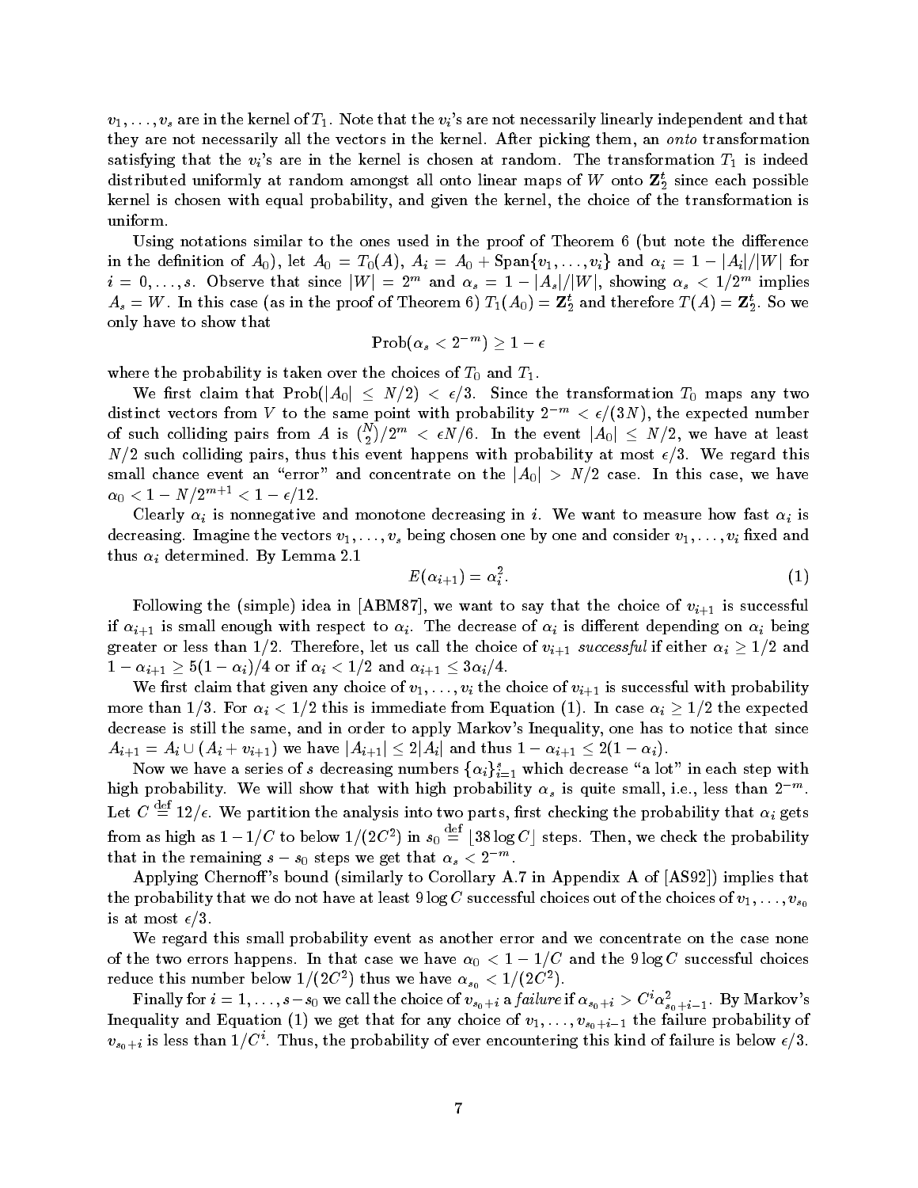$v_1, \ldots, v_s$ are in the kernel of $T_1$. Note that the $v_i$'s are not necessarily linearly independent and that they are not necessarily all the vectors in the kernel. After picking them, an *onto* transformation satisfying that the $v_i$'s are in the kernel is chosen at random. The transformation $T_1$ is indeed distributed uniformly at random amongst all onto linear maps of $W$ onto $\mathbf{Z}_2^t$ since each possible kernel is chosen with equal probability, and given the kernel, the choice of the transformation is uniform.

Using notations similar to the ones used in the proof of Theorem 6 (but note the difference in the definition of $A_0$), let $A_0 = T_0(A)$, $A_i = A_0 + \mathrm{Span}\{v_1, \ldots, v_i\}$ and $\alpha_i = 1 - |A_i|/|W|$ for $i = 0, \ldots, s$. Observe that since $|W| = 2^m$ and $\alpha_s = 1 - |A_s|/|W|$, showing $\alpha_s < 1/2^m$ implies $A_s = W$. In this case (as in the proof of Theorem 6) $T_1(A_0) = \mathbf{Z}_2^t$ and therefore $T(A) = \mathbf{Z}_2^t$. So we only have to show that

$$\mathrm{Prob}(\alpha_s < 2^{-m}) \geq 1 - \epsilon$$

where the probability is taken over the choices of $T_0$ and $T_1$.

We first claim that $\mathrm{Prob}(|A_0| \leq N/2) < \epsilon/3$. Since the transformation $T_0$ maps any two distinct vectors from $V$ to the same point with probability $2^{-m} < \epsilon/(3N)$, the expected number of such colliding pairs from $A$ is $\binom{N}{2}/2^m < \epsilon N/6$. In the event $|A_0| \leq N/2$, we have at least $N/2$ such colliding pairs, thus this event happens with probability at most $\epsilon/3$. We regard this small chance event an "error" and concentrate on the $|A_0| > N/2$ case. In this case, we have $\alpha_0 < 1 - N/2^{m+1} < 1 - \epsilon/12$.

Clearly $\alpha_i$ is nonnegative and monotone decreasing in $i$. We want to measure how fast $\alpha_i$ is decreasing. Imagine the vectors $v_1, \ldots, v_s$ being chosen one by one and consider $v_1, \ldots, v_i$ fixed and thus $\alpha_i$ determined. By Lemma 2.1

$$E(\alpha_{i+1}) = \alpha_i^2. \tag{1}$$

Following the (simple) idea in [ABM87], we want to say that the choice of $v_{i+1}$ is successful if $\alpha_{i+1}$ is small enough with respect to $\alpha_i$. The decrease of $\alpha_i$ is different depending on $\alpha_i$ being greater or less than $1/2$. Therefore, let us call the choice of $v_{i+1}$ *successful* if either $\alpha_i \geq 1/2$ and $1 - \alpha_{i+1} \geq 5(1 - \alpha_i)/4$ or if $\alpha_i < 1/2$ and $\alpha_{i+1} \leq 3\alpha_i/4$.

We first claim that given any choice of $v_1, \ldots, v_i$ the choice of $v_{i+1}$ is successful with probability more than $1/3$. For $\alpha_i < 1/2$ this is immediate from Equation (1). In case $\alpha_i \geq 1/2$ the expected decrease is still the same, and in order to apply Markov's Inequality, one has to notice that since $A_{i+1} = A_i \cup (A_i + v_{i+1})$ we have $|A_{i+1}| \leq 2|A_i|$ and thus $1 - \alpha_{i+1} \leq 2(1 - \alpha_i)$.

Now we have a series of $s$ decreasing numbers $\{\alpha_i\}_{i=1}^s$ which decrease "a lot" in each step with high probability. We will show that with high probability $\alpha_s$ is quite small, i.e., less than $2^{-m}$. Let $C \stackrel{\mathrm{def}}{=} 12/\epsilon$. We partition the analysis into two parts, first checking the probability that $\alpha_i$ gets from as high as $1 - 1/C$ to below $1/(2C^2)$ in $s_0 \stackrel{\mathrm{def}}{=} \lfloor 38 \log C \rfloor$ steps. Then, we check the probability that in the remaining $s - s_0$ steps we get that $\alpha_s < 2^{-m}$.

Applying Chernoff's bound (similarly to Corollary A.7 in Appendix A of [AS92]) implies that the probability that we do not have at least $9 \log C$ successful choices out of the choices of $v_1, \ldots, v_{s_0}$ is at most $\epsilon/3$.

We regard this small probability event as another error and we concentrate on the case none of the two errors happens. In that case we have $\alpha_0 < 1 - 1/C$ and the $9 \log C$ successful choices reduce this number below $1/(2C^2)$ thus we have $\alpha_{s_0} < 1/(2C^2)$.

Finally for $i = 1, \ldots, s - s_0$ we call the choice of $v_{s_0+i}$ a *failure* if $\alpha_{s_0+i} > C^i \alpha_{s_0+i-1}^2$. By Markov's Inequality and Equation (1) we get that for any choice of $v_1, \ldots, v_{s_0+i-1}$ the failure probability of $v_{s_0+i}$ is less than $1/C^i$. Thus, the probability of ever encountering this kind of failure is below $\epsilon/3$.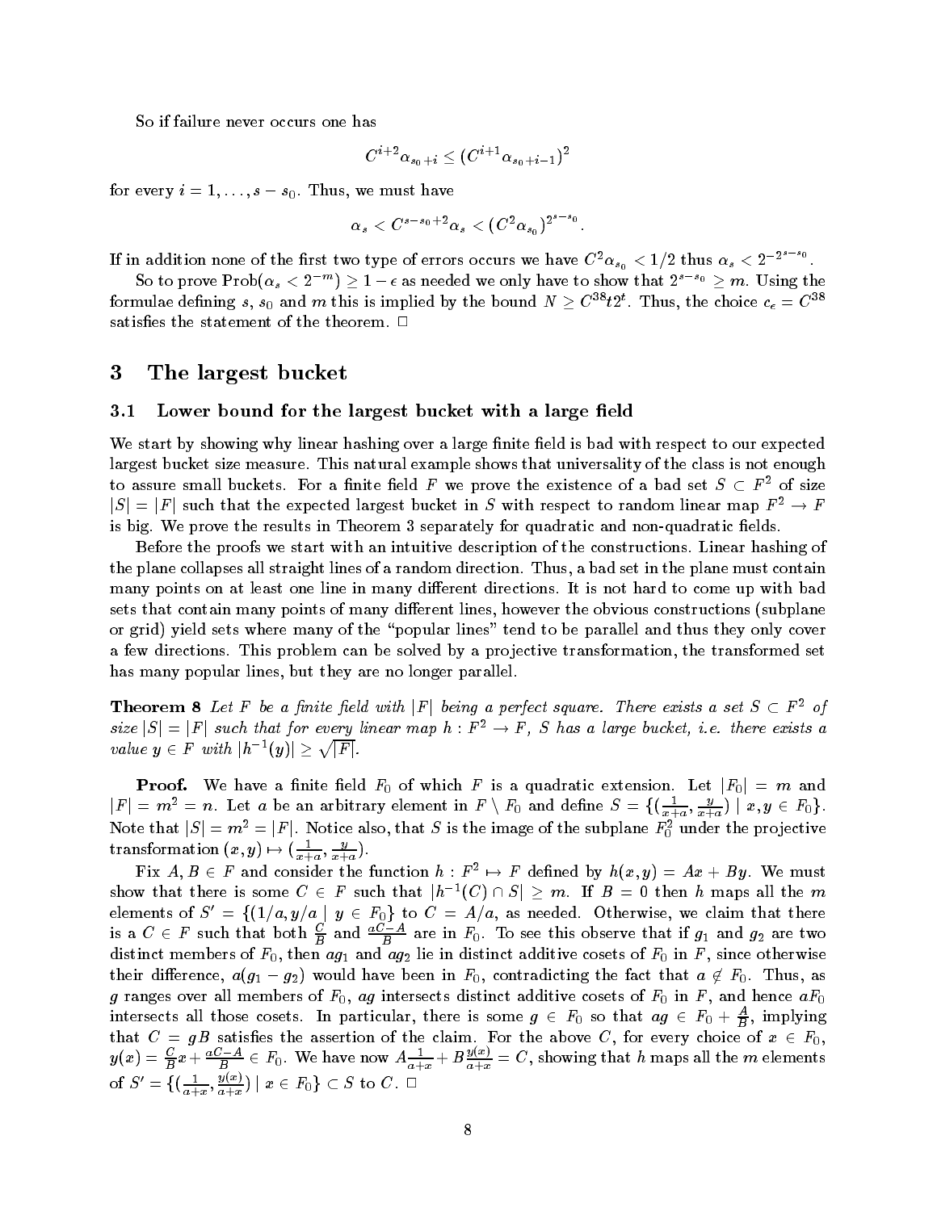So if failure never occurs one has

$$C^{i+2}\alpha_{s_0+i} \le (C^{i+1}\alpha_{s_0+i-1})^2$$

for every $i = 1, \ldots, s - s_0$. Thus, we must have

$$\alpha_s < C^{s-s_0+2}\alpha_s < (C^2\alpha_{s_0})^{2^{s-s_0}}.$$

If in addition none of the first two type of errors occurs we have $C^2\alpha_{s_0} < 1/2$ thus $\alpha_s < 2^{-2^{s-s_0}}$.

So to prove $\text{Prob}(\alpha_s < 2^{-m}) \ge 1 - \epsilon$ as needed we only have to show that $2^{s-s_0} \ge m$. Using the formulae defining $s$, $s_0$ and $m$ this is implied by the bound $N \ge C^{38}t2^t$. Thus, the choice $c_\epsilon = C^{38}$ satisfies the statement of the theorem. □

## 3 The largest bucket

### 3.1 Lower bound for the largest bucket with a large field

We start by showing why linear hashing over a large finite field is bad with respect to our expected largest bucket size measure. This natural example shows that universality of the class is not enough to assure small buckets. For a finite field $F$ we prove the existence of a bad set $S \subset F^2$ of size $|S| = |F|$ such that the expected largest bucket in $S$ with respect to random linear map $F^2 \to F$ is big. We prove the results in Theorem 3 separately for quadratic and non-quadratic fields.

Before the proofs we start with an intuitive description of the constructions. Linear hashing of the plane collapses all straight lines of a random direction. Thus, a bad set in the plane must contain many points on at least one line in many different directions. It is not hard to come up with bad sets that contain many points of many different lines, however the obvious constructions (subplane or grid) yield sets where many of the "popular lines" tend to be parallel and thus they only cover a few directions. This problem can be solved by a projective transformation, the transformed set has many popular lines, but they are no longer parallel.

**Theorem 8** *Let $F$ be a finite field with $|F|$ being a perfect square. There exists a set $S \subset F^2$ of size $|S| = |F|$ such that for every linear map $h : F^2 \to F$, $S$ has a large bucket, i.e. there exists a value $y \in F$ with $|h^{-1}(y)| \ge \sqrt{|F|}$.*

**Proof.** We have a finite field $F_0$ of which $F$ is a quadratic extension. Let $|F_0| = m$ and $|F| = m^2 = n$. Let $a$ be an arbitrary element in $F \setminus F_0$ and define $S = \{(\frac{1}{x+a}, \frac{y}{x+a}) \mid x, y \in F_0\}$. Note that $|S| = m^2 = |F|$. Notice also, that $S$ is the image of the subplane $F_0^2$ under the projective transformation $(x, y) \mapsto (\frac{1}{x+a}, \frac{y}{x+a})$.

Fix $A, B \in F$ and consider the function $h : F^2 \mapsto F$ defined by $h(x, y) = Ax + By$. We must show that there is some $C \in F$ such that $|h^{-1}(C) \cap S| \ge m$. If $B = 0$ then $h$ maps all the $m$ elements of $S' = \{(1/a, y/a \mid y \in F_0\}$ to $C = A/a$, as needed. Otherwise, we claim that there is a $C \in F$ such that both $\frac{C}{B}$ and $\frac{aC-A}{B}$ are in $F_0$. To see this observe that if $g_1$ and $g_2$ are two distinct members of $F_0$, then $ag_1$ and $ag_2$ lie in distinct additive cosets of $F_0$ in $F$, since otherwise their difference, $a(g_1 - g_2)$ would have been in $F_0$, contradicting the fact that $a \notin F_0$. Thus, as $g$ ranges over all members of $F_0$, $ag$ intersects distinct additive cosets of $F_0$ in $F$, and hence $aF_0$ intersects all those cosets. In particular, there is some $g \in F_0$ so that $ag \in F_0 + \frac{A}{B}$, implying that $C = gB$ satisfies the assertion of the claim. For the above $C$, for every choice of $x \in F_0$, $y(x) = \frac{C}{B}x + \frac{aC-A}{B} \in F_0$. We have now $A\frac{1}{a+x} + B\frac{y(x)}{a+x} = C$, showing that $h$ maps all the $m$ elements of $S' = \{(\frac{1}{a+x}, \frac{y(x)}{a+x}) \mid x \in F_0\} \subset S$ to $C$. □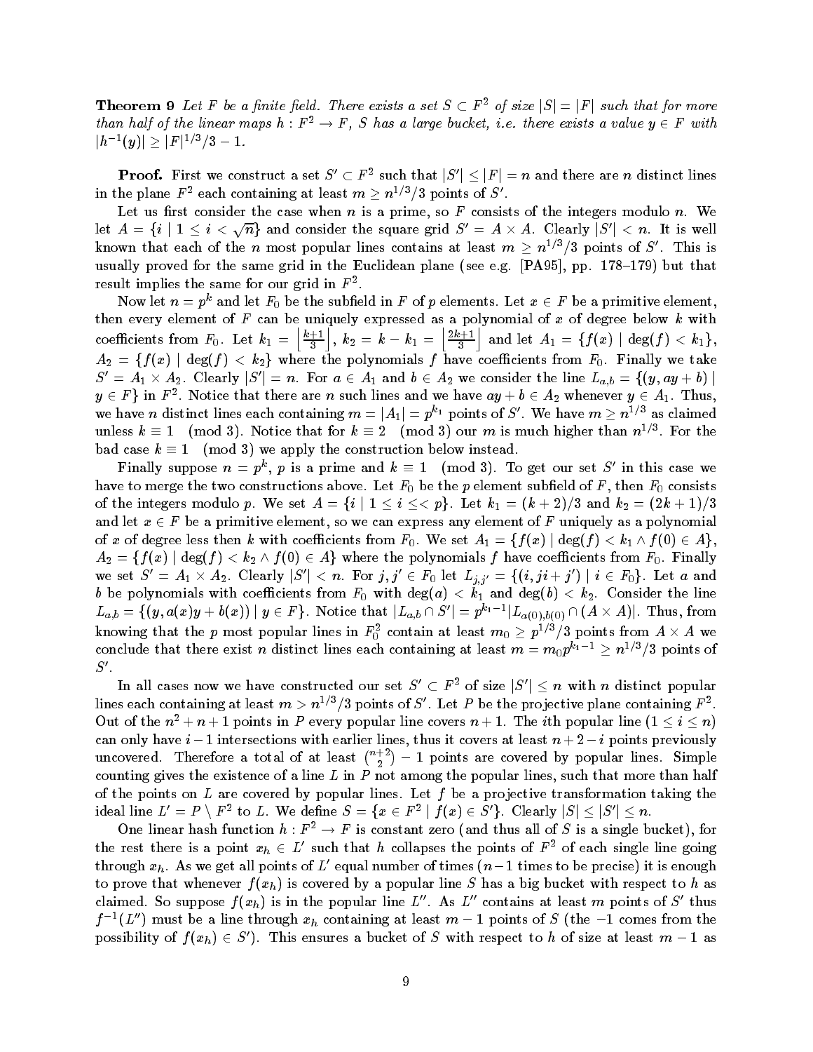**Theorem 9** *Let $F$ be a finite field. There exists a set $S \subset F^2$ of size $|S| = |F|$ such that for more than half of the linear maps $h : F^2 \to F$, $S$ has a large bucket, i.e. there exists a value $y \in F$ with $|h^{-1}(y)| \geq |F|^{1/3}/3 - 1$.*

**Proof.** First we construct a set $S' \subset F^2$ such that $|S'| \leq |F| = n$ and there are $n$ distinct lines in the plane $F^2$ each containing at least $m \geq n^{1/3}/3$ points of $S'$.

Let us first consider the case when $n$ is a prime, so $F$ consists of the integers modulo $n$. We let $A = \{i \mid 1 \leq i < \sqrt{n}\}$ and consider the square grid $S' = A \times A$. Clearly $|S'| < n$. It is well known that each of the $n$ most popular lines contains at least $m \geq n^{1/3}/3$ points of $S'$. This is usually proved for the same grid in the Euclidean plane (see e.g. [PA95], pp. 178–179) but that result implies the same for our grid in $F^2$.

Now let $n = p^k$ and let $F_0$ be the subfield in $F$ of $p$ elements. Let $x \in F$ be a primitive element, then every element of $F$ can be uniquely expressed as a polynomial of $x$ of degree below $k$ with coefficients from $F_0$. Let $k_1 = \left\lfloor \frac{k+1}{3} \right\rfloor$, $k_2 = k - k_1 = \left\lfloor \frac{2k+1}{3} \right\rfloor$ and let $A_1 = \{f(x) \mid \deg(f) < k_1\}$, $A_2 = \{f(x) \mid \deg(f) < k_2\}$ where the polynomials $f$ have coefficients from $F_0$. Finally we take $S' = A_1 \times A_2$. Clearly $|S'| = n$. For $a \in A_1$ and $b \in A_2$ we consider the line $L_{a,b} = \{(y, ay + b) \mid y \in F\}$ in $F^2$. Notice that there are $n$ such lines and we have $ay + b \in A_2$ whenever $y \in A_1$. Thus, we have $n$ distinct lines each containing $m = |A_1| = p^{k_1}$ points of $S'$. We have $m \geq n^{1/3}$ as claimed unless $k \equiv 1 \pmod 3$. Notice that for $k \equiv 2 \pmod 3$ our $m$ is much higher than $n^{1/3}$. For the bad case $k \equiv 1 \pmod 3$ we apply the construction below instead.

Finally suppose $n = p^k$, $p$ is a prime and $k \equiv 1 \pmod 3$. To get our set $S'$ in this case we have to merge the two constructions above. Let $F_0$ be the $p$ element subfield of $F$, then $F_0$ consists of the integers modulo $p$. We set $A = \{i \mid 1 \leq i << p\}$. Let $k_1 = (k+2)/3$ and $k_2 = (2k+1)/3$ and let $x \in F$ be a primitive element, so we can express any element of $F$ uniquely as a polynomial of $x$ of degree less then $k$ with coefficients from $F_0$. We set $A_1 = \{f(x) \mid \deg(f) < k_1 \wedge f(0) \in A\}$, $A_2 = \{f(x) \mid \deg(f) < k_2 \wedge f(0) \in A\}$ where the polynomials $f$ have coefficients from $F_0$. Finally we set $S' = A_1 \times A_2$. Clearly $|S'| < n$. For $j, j' \in F_0$ let $L_{j,j'} = \{(i, ji + j') \mid i \in F_0\}$. Let $a$ and $b$ be polynomials with coefficients from $F_0$ with $\deg(a) < k_1$ and $\deg(b) < k_2$. Consider the line $L_{a,b} = \{(y, a(x)y + b(x)) \mid y \in F\}$. Notice that $|L_{a,b} \cap S'| = p^{k_1 - 1}|L_{a(0),b(0)} \cap (A \times A)|$. Thus, from knowing that the $p$ most popular lines in $F_0^2$ contain at least $m_0 \geq p^{1/3}/3$ points from $A \times A$ we conclude that there exist $n$ distinct lines each containing at least $m = m_0 p^{k_1 - 1} \geq n^{1/3}/3$ points of $S'$.

In all cases now we have constructed our set $S' \subset F^2$ of size $|S'| \leq n$ with $n$ distinct popular lines each containing at least $m > n^{1/3}/3$ points of $S'$. Let $P$ be the projective plane containing $F^2$. Out of the $n^2 + n + 1$ points in $P$ every popular line covers $n + 1$. The $i$th popular line ($1 \leq i \leq n$) can only have $i - 1$ intersections with earlier lines, thus it covers at least $n + 2 - i$ points previously uncovered. Therefore a total of at least $\binom{n+2}{2} - 1$ points are covered by popular lines. Simple counting gives the existence of a line $L$ in $P$ not among the popular lines, such that more than half of the points on $L$ are covered by popular lines. Let $f$ be a projective transformation taking the ideal line $L' = P \setminus F^2$ to $L$. We define $S = \{x \in F^2 \mid f(x) \in S'\}$. Clearly $|S| \leq |S'| \leq n$.

One linear hash function $h : F^2 \to F$ is constant zero (and thus all of $S$ is a single bucket), for the rest there is a point $x_h \in L'$ such that $h$ collapses the points of $F^2$ of each single line going through $x_h$. As we get all points of $L'$ equal number of times ($n - 1$ times to be precise) it is enough to prove that whenever $f(x_h)$ is covered by a popular line $S$ has a big bucket with respect to $h$ as claimed. So suppose $f(x_h)$ is in the popular line $L''$. As $L''$ contains at least $m$ points of $S'$ thus $f^{-1}(L'')$ must be a line through $x_h$ containing at least $m - 1$ points of $S$ (the $-1$ comes from the possibility of $f(x_h) \in S'$). This ensures a bucket of $S$ with respect to $h$ of size at least $m - 1$ as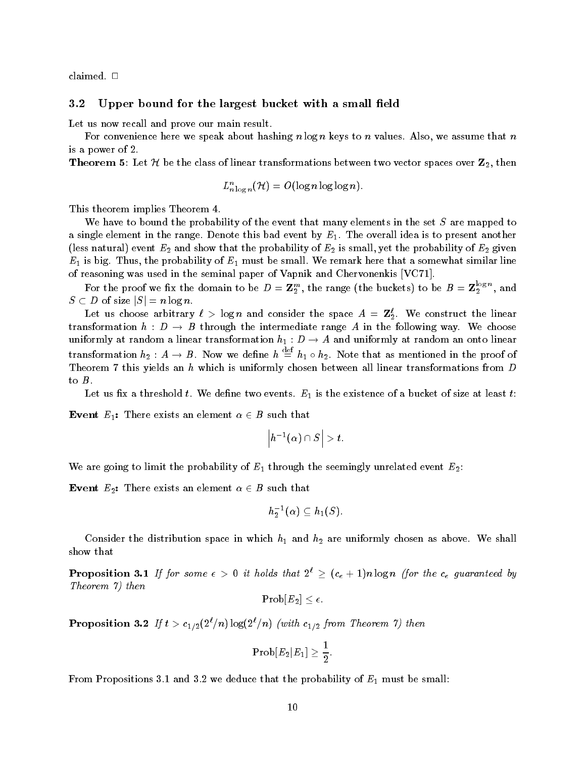claimed. □

### 3.2 Upper bound for the largest bucket with a small field

Let us now recall and prove our main result.

For convenience here we speak about hashing $n \log n$ keys to $n$ values. Also, we assume that $n$ is a power of 2.

**Theorem 5**: Let $\mathcal{H}$ be the class of linear transformations between two vector spaces over $\mathbf{Z}_2$, then

$$L^n_{n \log n}(\mathcal{H}) = O(\log n \log \log n).$$

This theorem implies Theorem 4.

We have to bound the probability of the event that many elements in the set $S$ are mapped to a single element in the range. Denote this bad event by $E_1$. The overall idea is to present another (less natural) event $E_2$ and show that the probability of $E_2$ is small, yet the probability of $E_2$ given $E_1$ is big. Thus, the probability of $E_1$ must be small. We remark here that a somewhat similar line of reasoning was used in the seminal paper of Vapnik and Chervonenkis [VC71].

For the proof we fix the domain to be $D = \mathbf{Z}_2^m$, the range (the buckets) to be $B = \mathbf{Z}_2^{\log n}$, and $S \subset D$ of size $|S| = n \log n$.

Let us choose arbitrary $\ell > \log n$ and consider the space $A = \mathbf{Z}_2^\ell$. We construct the linear transformation $h : D \to B$ through the intermediate range $A$ in the following way. We choose uniformly at random a linear transformation $h_1 : D \to A$ and uniformly at random an onto linear transformation $h_2 : A \to B$. Now we define $h \stackrel{\text{def}}{=} h_1 \circ h_2$. Note that as mentioned in the proof of Theorem 7 this yields an $h$ which is uniformly chosen between all linear transformations from $D$ to $B$.

Let us fix a threshold $t$. We define two events. $E_1$ is the existence of a bucket of size at least $t$:

**Event $E_1$:** There exists an element $\alpha \in B$ such that

$$\left| h^{-1}(\alpha) \cap S \right| > t.$$

We are going to limit the probability of $E_1$ through the seemingly unrelated event $E_2$:

**Event $E_2$:** There exists an element $\alpha \in B$ such that

$$h_2^{-1}(\alpha) \subseteq h_1(S).$$

Consider the distribution space in which $h_1$ and $h_2$ are uniformly chosen as above. We shall show that

**Proposition 3.1** *If for some $\epsilon > 0$ it holds that $2^\ell \geq (c_\epsilon + 1) n \log n$ (for the $c_\epsilon$ guaranteed by Theorem 7) then*

$$\text{Prob}[E_2] \leq \epsilon.$$

**Proposition 3.2** *If $t > c_{1/2}(2^\ell / n) \log(2^\ell / n)$ (with $c_{1/2}$ from Theorem 7) then*

$$\text{Prob}[E_2 | E_1] \geq \frac{1}{2}.$$

From Propositions 3.1 and 3.2 we deduce that the probability of $E_1$ must be small: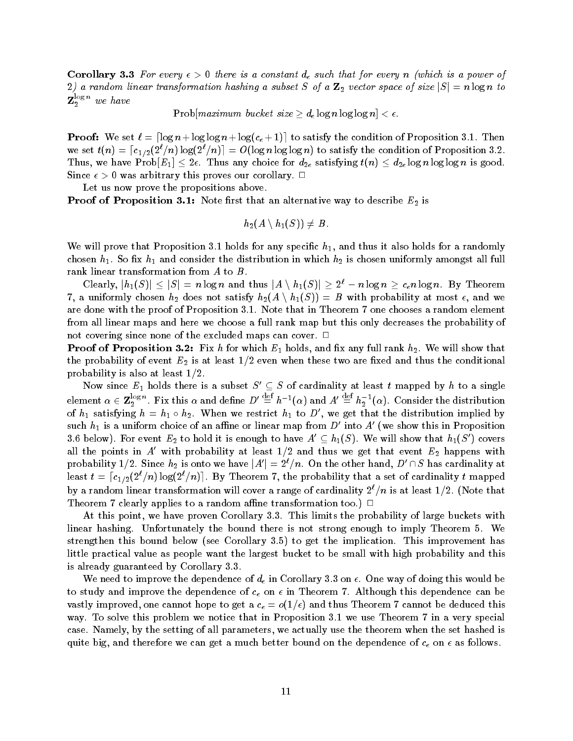**Corollary 3.3** *For every $\epsilon > 0$ there is a constant $d_\epsilon$ such that for every $n$ (which is a power of 2) a random linear transformation hashing a subset $S$ of a $\mathbf{Z}_2$ vector space of size $|S| = n \log n$ to $\mathbf{Z}_2^{\log n}$ we have*

$$\text{Prob}[\textit{maximum bucket size} \geq d_\epsilon \log n \log\log n] < \epsilon.$$

**Proof:** We set $\ell = \lceil \log n + \log\log n + \log(c_\epsilon + 1) \rceil$ to satisfy the condition of Proposition 3.1. Then we set $t(n) = \lceil c_{1/2}(2^\ell/n) \log(2^\ell/n) \rceil = O(\log n \log\log n)$ to satisfy the condition of Proposition 3.2. Thus, we have $\text{Prob}[E_1] \leq 2\epsilon$. Thus any choice for $d_{2\epsilon}$ satisfying $t(n) \leq d_{2\epsilon} \log n \log\log n$ is good. Since $\epsilon > 0$ was arbitrary this proves our corollary. $\Box$

Let us now prove the propositions above.

**Proof of Proposition 3.1:** Note first that an alternative way to describe $E_2$ is

$$h_2(A \setminus h_1(S)) \neq B.$$

We will prove that Proposition 3.1 holds for any specific $h_1$, and thus it also holds for a randomly chosen $h_1$. So fix $h_1$ and consider the distribution in which $h_2$ is chosen uniformly amongst all full rank linear transformation from $A$ to $B$.

Clearly, $|h_1(S)| \leq |S| = n \log n$ and thus $|A \setminus h_1(S)| \geq 2^\ell - n \log n \geq c_\epsilon n \log n$. By Theorem 7, a uniformly chosen $h_2$ does not satisfy $h_2(A \setminus h_1(S)) = B$ with probability at most $\epsilon$, and we are done with the proof of Proposition 3.1. Note that in Theorem 7 one chooses a random element from all linear maps and here we choose a full rank map but this only decreases the probability of not covering since none of the excluded maps can cover. $\Box$

**Proof of Proposition 3.2:** Fix $h$ for which $E_1$ holds, and fix any full rank $h_2$. We will show that the probability of event $E_2$ is at least $1/2$ even when these two are fixed and thus the conditional probability is also at least $1/2$.

Now since $E_1$ holds there is a subset $S' \subseteq S$ of cardinality at least $t$ mapped by $h$ to a single element $\alpha \in \mathbf{Z}_2^{\log n}$. Fix this $\alpha$ and define $D' \stackrel{\text{def}}{=} h^{-1}(\alpha)$ and $A' \stackrel{\text{def}}{=} h_2^{-1}(\alpha)$. Consider the distribution of $h_1$ satisfying $h = h_1 \circ h_2$. When we restrict $h_1$ to $D'$, we get that the distribution implied by such $h_1$ is a uniform choice of an affine or linear map from $D'$ into $A'$ (we show this in Proposition 3.6 below). For event $E_2$ to hold it is enough to have $A' \subseteq h_1(S)$. We will show that $h_1(S')$ covers all the points in $A'$ with probability at least $1/2$ and thus we get that event $E_2$ happens with probability $1/2$. Since $h_2$ is onto we have $|A'| = 2^\ell/n$. On the other hand, $D' \cap S$ has cardinality at least $t = \lceil c_{1/2}(2^\ell/n) \log(2^\ell/n) \rceil$. By Theorem 7, the probability that a set of cardinality $t$ mapped by a random linear transformation will cover a range of cardinality $2^\ell/n$ is at least $1/2$. (Note that Theorem 7 clearly applies to a random affine transformation too.) $\Box$

At this point, we have proven Corollary 3.3. This limits the probability of large buckets with linear hashing. Unfortunately the bound there is not strong enough to imply Theorem 5. We strengthen this bound below (see Corollary 3.5) to get the implication. This improvement has little practical value as people want the largest bucket to be small with high probability and this is already guaranteed by Corollary 3.3.

We need to improve the dependence of $d_\epsilon$ in Corollary 3.3 on $\epsilon$. One way of doing this would be to study and improve the dependence of $c_\epsilon$ on $\epsilon$ in Theorem 7. Although this dependence can be vastly improved, one cannot hope to get a $c_\epsilon = o(1/\epsilon)$ and thus Theorem 7 cannot be deduced this way. To solve this problem we notice that in Proposition 3.1 we use Theorem 7 in a very special case. Namely, by the setting of all parameters, we actually use the theorem when the set hashed is quite big, and therefore we can get a much better bound on the dependence of $c_\epsilon$ on $\epsilon$ as follows.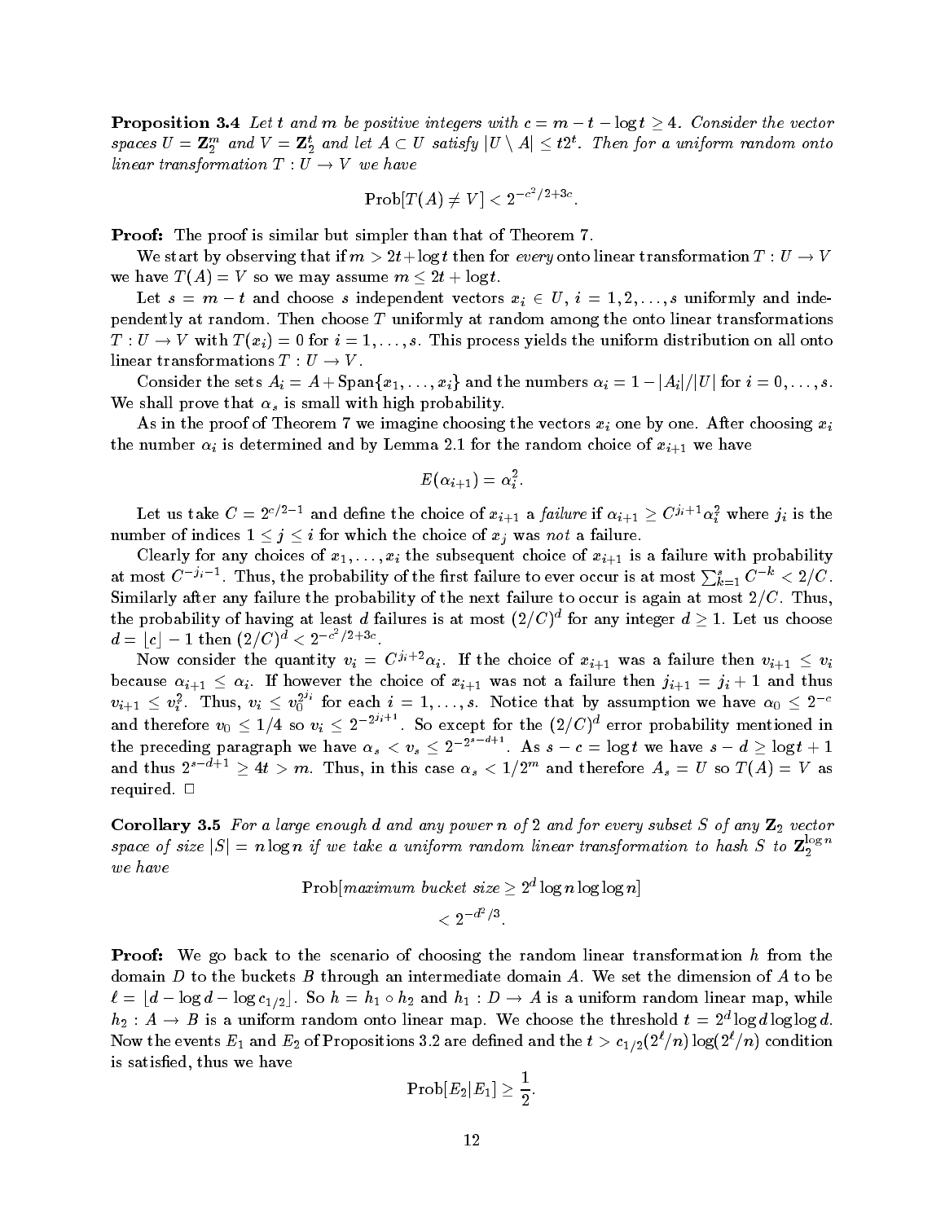**Proposition 3.4** *Let $t$ and $m$ be positive integers with $c = m - t - \log t \geq 4$. Consider the vector spaces $U = \mathbf{Z}_2^m$ and $V = \mathbf{Z}_2^t$ and let $A \subset U$ satisfy $|U \setminus A| \leq t2^t$. Then for a uniform random onto linear transformation $T : U \to V$ we have*

$$\text{Prob}[T(A) \neq V] < 2^{-c^2/2+3c}.$$

**Proof:** The proof is similar but simpler than that of Theorem 7.

We start by observing that if $m > 2t + \log t$ then for *every* onto linear transformation $T : U \to V$ we have $T(A) = V$ so we may assume $m \leq 2t + \log t$.

Let $s = m - t$ and choose $s$ independent vectors $x_i \in U$, $i = 1, 2, \ldots, s$ uniformly and independently at random. Then choose $T$ uniformly at random among the onto linear transformations $T : U \to V$ with $T(x_i) = 0$ for $i = 1, \ldots, s$. This process yields the uniform distribution on all onto linear transformations $T : U \to V$.

Consider the sets $A_i = A + \text{Span}\{x_1, \ldots, x_i\}$ and the numbers $\alpha_i = 1 - |A_i|/|U|$ for $i = 0, \ldots, s$. We shall prove that $\alpha_s$ is small with high probability.

As in the proof of Theorem 7 we imagine choosing the vectors $x_i$ one by one. After choosing $x_i$ the number $\alpha_i$ is determined and by Lemma 2.1 for the random choice of $x_{i+1}$ we have

$$E(\alpha_{i+1}) = \alpha_i^2.$$

Let us take $C = 2^{c/2-1}$ and define the choice of $x_{i+1}$ a *failure* if $\alpha_{i+1} \geq C^{j_i+1}\alpha_i^2$ where $j_i$ is the number of indices $1 \leq j \leq i$ for which the choice of $x_j$ was *not* a failure.

Clearly for any choices of $x_1, \ldots, x_i$ the subsequent choice of $x_{i+1}$ is a failure with probability at most $C^{-j_i-1}$. Thus, the probability of the first failure to ever occur is at most $\sum_{k=1}^{s} C^{-k} < 2/C$. Similarly after any failure the probability of the next failure to occur is again at most $2/C$. Thus, the probability of having at least $d$ failures is at most $(2/C)^d$ for any integer $d \geq 1$. Let us choose $d = \lfloor c \rfloor - 1$ then $(2/C)^d < 2^{-c^2/2+3c}$.

Now consider the quantity $v_i = C^{j_i+2}\alpha_i$. If the choice of $x_{i+1}$ was a failure then $v_{i+1} \leq v_i$ because $\alpha_{i+1} \leq \alpha_i$. If however the choice of $x_{i+1}$ was not a failure then $j_{i+1} = j_i + 1$ and thus $v_{i+1} \leq v_i^2$. Thus, $v_i \leq v_0^{2^{j_i}}$ for each $i = 1, \ldots, s$. Notice that by assumption we have $\alpha_0 \leq 2^{-c}$ and therefore $v_0 \leq 1/4$ so $v_i \leq 2^{-2^{j_i+1}}$. So except for the $(2/C)^d$ error probability mentioned in the preceding paragraph we have $\alpha_s < v_s \leq 2^{-2^{s-d+1}}$. As $s - c = \log t$ we have $s - d \geq \log t + 1$ and thus $2^{s-d+1} \geq 4t > m$. Thus, in this case $\alpha_s < 1/2^m$ and therefore $A_s = U$ so $T(A) = V$ as required. $\Box$

**Corollary 3.5** *For a large enough $d$ and any power $n$ of 2 and for every subset $S$ of any $\mathbf{Z}_2$ vector space of size $|S| = n \log n$ if we take a uniform random linear transformation to hash $S$ to $\mathbf{Z}_2^{\log n}$ we have*

$$\text{Prob}[\textit{maximum bucket size} \geq 2^d \log n \log\log n]$$
$$< 2^{-d^2/3}.$$

**Proof:** We go back to the scenario of choosing the random linear transformation $h$ from the domain $D$ to the buckets $B$ through an intermediate domain $A$. We set the dimension of $A$ to be $\ell = \lfloor d - \log d - \log c_{1/2} \rfloor$. So $h = h_1 \circ h_2$ and $h_1 : D \to A$ is a uniform random linear map, while $h_2 : A \to B$ is a uniform random onto linear map. We choose the threshold $t = 2^d \log d \log\log d$. Now the events $E_1$ and $E_2$ of Propositions 3.2 are defined and the $t > c_{1/2}(2^\ell/n)\log(2^\ell/n)$ condition is satisfied, thus we have

$$\text{Prob}[E_2|E_1] \geq \frac{1}{2}.$$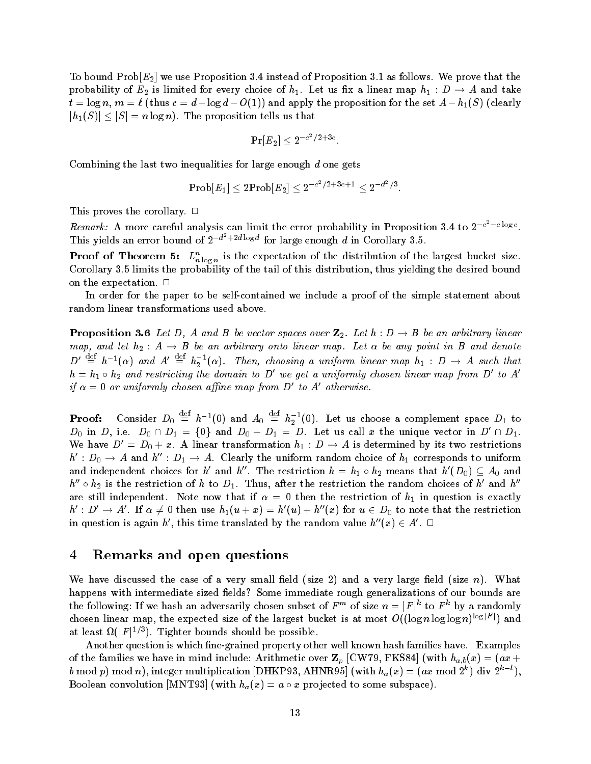To bound $\text{Prob}[E_2]$ we use Proposition 3.4 instead of Proposition 3.1 as follows. We prove that the probability of $E_2$ is limited for every choice of $h_1$. Let us fix a linear map $h_1 : D \to A$ and take $t = \log n$, $m = \ell$ (thus $c = d - \log d - O(1)$) and apply the proposition for the set $A - h_1(S)$ (clearly $|h_1(S)| \leq |S| = n \log n$). The proposition tells us that

$$\Pr[E_2] \leq 2^{-c^2/2+3c}.$$

Combining the last two inequalities for large enough $d$ one gets

$$\text{Prob}[E_1] \leq 2\text{Prob}[E_2] \leq 2^{-c^2/2+3c+1} \leq 2^{-d^2/3}.$$

This proves the corollary. $\Box$

*Remark:* A more careful analysis can limit the error probability in Proposition 3.4 to $2^{-c^2 - c \log c}$. This yields an error bound of $2^{-d^2+2d \log d}$ for large enough $d$ in Corollary 3.5.

**Proof of Theorem 5:** $L^n_{n \log n}$ is the expectation of the distribution of the largest bucket size. Corollary 3.5 limits the probability of the tail of this distribution, thus yielding the desired bound on the expectation. $\Box$

In order for the paper to be self-contained we include a proof of the simple statement about random linear transformations used above.

**Proposition 3.6** *Let $D$, $A$ and $B$ be vector spaces over $\mathbf{Z}_2$. Let $h : D \to B$ be an arbitrary linear map, and let $h_2 : A \to B$ be an arbitrary onto linear map. Let $\alpha$ be any point in $B$ and denote $D' \stackrel{\text{def}}{=} h^{-1}(\alpha)$ and $A' \stackrel{\text{def}}{=} h_2^{-1}(\alpha)$. Then, choosing a uniform linear map $h_1 : D \to A$ such that $h = h_1 \circ h_2$ and restricting the domain to $D'$ we get a uniformly chosen linear map from $D'$ to $A'$ if $\alpha = 0$ or uniformly chosen affine map from $D'$ to $A'$ otherwise.*

**Proof:** Consider $D_0 \stackrel{\text{def}}{=} h^{-1}(0)$ and $A_0 \stackrel{\text{def}}{=} h_2^{-1}(0)$. Let us choose a complement space $D_1$ to $D_0$ in $D$, i.e. $D_0 \cap D_1 = \{0\}$ and $D_0 + D_1 = D$. Let us call $x$ the unique vector in $D' \cap D_1$. We have $D' = D_0 + x$. A linear transformation $h_1 : D \to A$ is determined by its two restrictions $h' : D_0 \to A$ and $h'' : D_1 \to A$. Clearly the uniform random choice of $h_1$ corresponds to uniform and independent choices for $h'$ and $h''$. The restriction $h = h_1 \circ h_2$ means that $h'(D_0) \subseteq A_0$ and $h'' \circ h_2$ is the restriction of $h$ to $D_1$. Thus, after the restriction the random choices of $h'$ and $h''$ are still independent. Note now that if $\alpha = 0$ then the restriction of $h_1$ in question is exactly $h' : D' \to A'$. If $\alpha \neq 0$ then use $h_1(u + x) = h'(u) + h''(x)$ for $u \in D_0$ to note that the restriction in question is again $h'$, this time translated by the random value $h''(x) \in A'$. $\Box$

## 4 Remarks and open questions

We have discussed the case of a very small field (size 2) and a very large field (size $n$). What happens with intermediate sized fields? Some immediate rough generalizations of our bounds are the following: If we hash an adversarily chosen subset of $F^m$ of size $n = |F|^k$ to $F^k$ by a randomly chosen linear map, the expected size of the largest bucket is at most $O((\log n \log \log n)^{\log |F|})$ and at least $\Omega(|F|^{1/3})$. Tighter bounds should be possible.

Another question is which fine-grained property other well known hash families have. Examples of the families we have in mind include: Arithmetic over $\mathbf{Z}_p$ [CW79, FKS84] (with $h_{a,b}(x) = (ax + b \bmod p) \bmod n$), integer multiplication [DHKP93, AHNR95] (with $h_a(x) = (ax \bmod 2^k) \operatorname{div} 2^{k-l}$), Boolean convolution [MNT93] (with $h_a(x) = a \circ x$ projected to some subspace).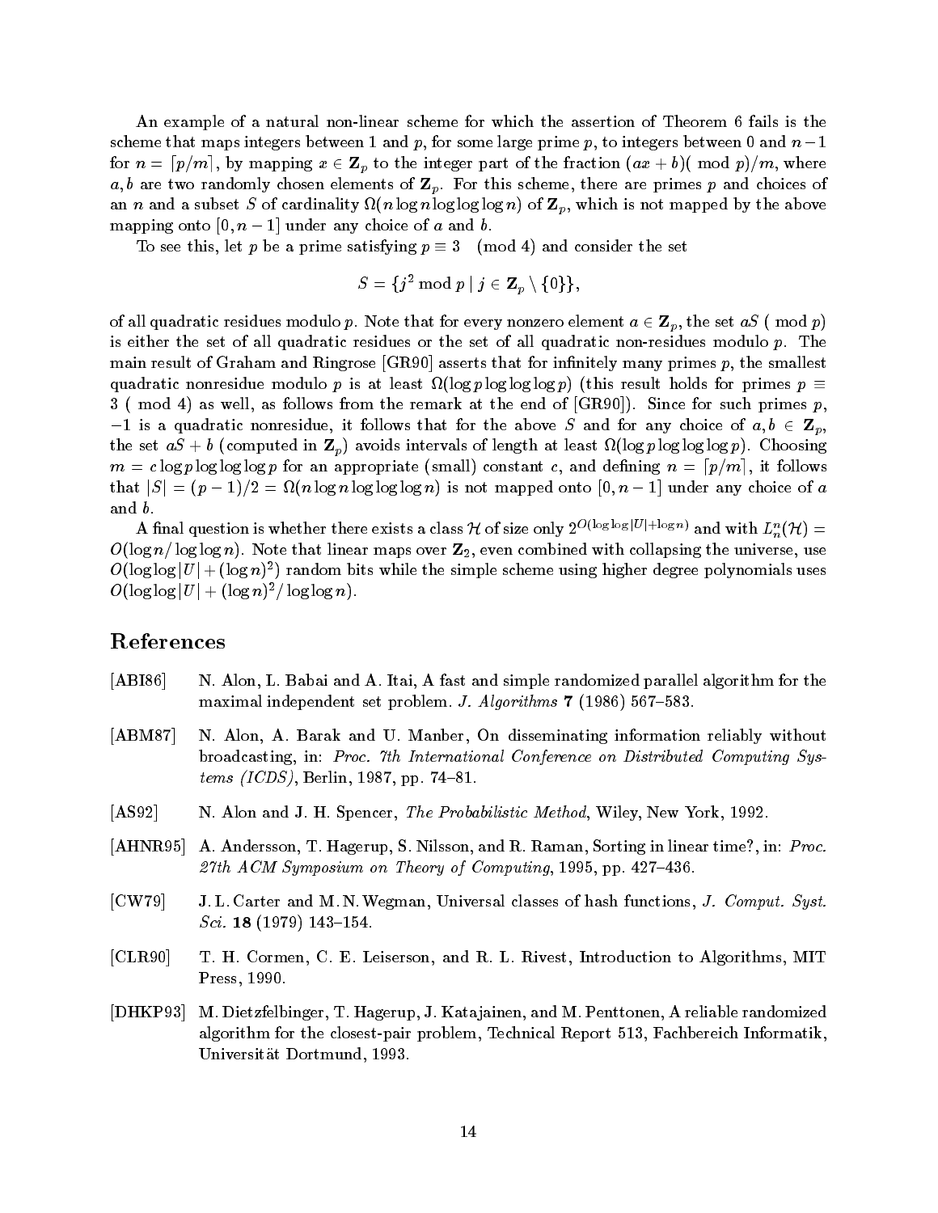An example of a natural non-linear scheme for which the assertion of Theorem 6 fails is the scheme that maps integers between 1 and $p$, for some large prime $p$, to integers between 0 and $n-1$ for $n = \lceil p/m \rceil$, by mapping $x \in \mathbf{Z}_p$ to the integer part of the fraction $(ax+b)(\bmod p)/m$, where $a, b$ are two randomly chosen elements of $\mathbf{Z}_p$. For this scheme, there are primes $p$ and choices of an $n$ and a subset $S$ of cardinality $\Omega(n \log n \log\log\log n)$ of $\mathbf{Z}_p$, which is not mapped by the above mapping onto $[0, n-1]$ under any choice of $a$ and $b$.

To see this, let $p$ be a prime satisfying $p \equiv 3 \pmod 4$ and consider the set

$$S = \{j^2 \bmod p \mid j \in \mathbf{Z}_p \setminus \{0\}\},$$

of all quadratic residues modulo $p$. Note that for every nonzero element $a \in \mathbf{Z}_p$, the set $aS$ ( mod $p$) is either the set of all quadratic residues or the set of all quadratic non-residues modulo $p$. The main result of Graham and Ringrose [GR90] asserts that for infinitely many primes $p$, the smallest quadratic nonresidue modulo $p$ is at least $\Omega(\log p \log\log\log p)$ (this result holds for primes $p \equiv 3$ ( mod 4) as well, as follows from the remark at the end of [GR90]). Since for such primes $p$, $-1$ is a quadratic nonresidue, it follows that for the above $S$ and for any choice of $a, b \in \mathbf{Z}_p$, the set $aS + b$ (computed in $\mathbf{Z}_p$) avoids intervals of length at least $\Omega(\log p \log\log\log p)$. Choosing $m = c \log p \log\log\log p$ for an appropriate (small) constant $c$, and defining $n = \lceil p/m \rceil$, it follows that $|S| = (p-1)/2 = \Omega(n \log n \log\log\log n)$ is not mapped onto $[0, n-1]$ under any choice of $a$ and $b$.

A final question is whether there exists a class $\mathcal{H}$ of size only $2^{O(\log\log|U| + \log n)}$ and with $L_n^n(\mathcal{H}) = O(\log n / \log\log n)$. Note that linear maps over $\mathbf{Z}_2$, even combined with collapsing the universe, use $O(\log\log|U| + (\log n)^2)$ random bits while the simple scheme using higher degree polynomials uses $O(\log\log|U| + (\log n)^2/\log\log n)$.

## References

[ABI86] N. Alon, L. Babai and A. Itai, A fast and simple randomized parallel algorithm for the maximal independent set problem. *J. Algorithms* **7** (1986) 567–583.

[ABM87] N. Alon, A. Barak and U. Manber, On disseminating information reliably without broadcasting, in: *Proc. 7th International Conference on Distributed Computing Systems (ICDS)*, Berlin, 1987, pp. 74–81.

[AS92] N. Alon and J. H. Spencer, *The Probabilistic Method*, Wiley, New York, 1992.

[AHNR95] A. Andersson, T. Hagerup, S. Nilsson, and R. Raman, Sorting in linear time?, in: *Proc. 27th ACM Symposium on Theory of Computing*, 1995, pp. 427–436.

[CW79] J. L. Carter and M. N. Wegman, Universal classes of hash functions, *J. Comput. Syst. Sci.* **18** (1979) 143–154.

[CLR90] T. H. Cormen, C. E. Leiserson, and R. L. Rivest, Introduction to Algorithms, MIT Press, 1990.

[DHKP93] M. Dietzfelbinger, T. Hagerup, J. Katajainen, and M. Penttonen, A reliable randomized algorithm for the closest-pair problem, Technical Report 513, Fachbereich Informatik, Universität Dortmund, 1993.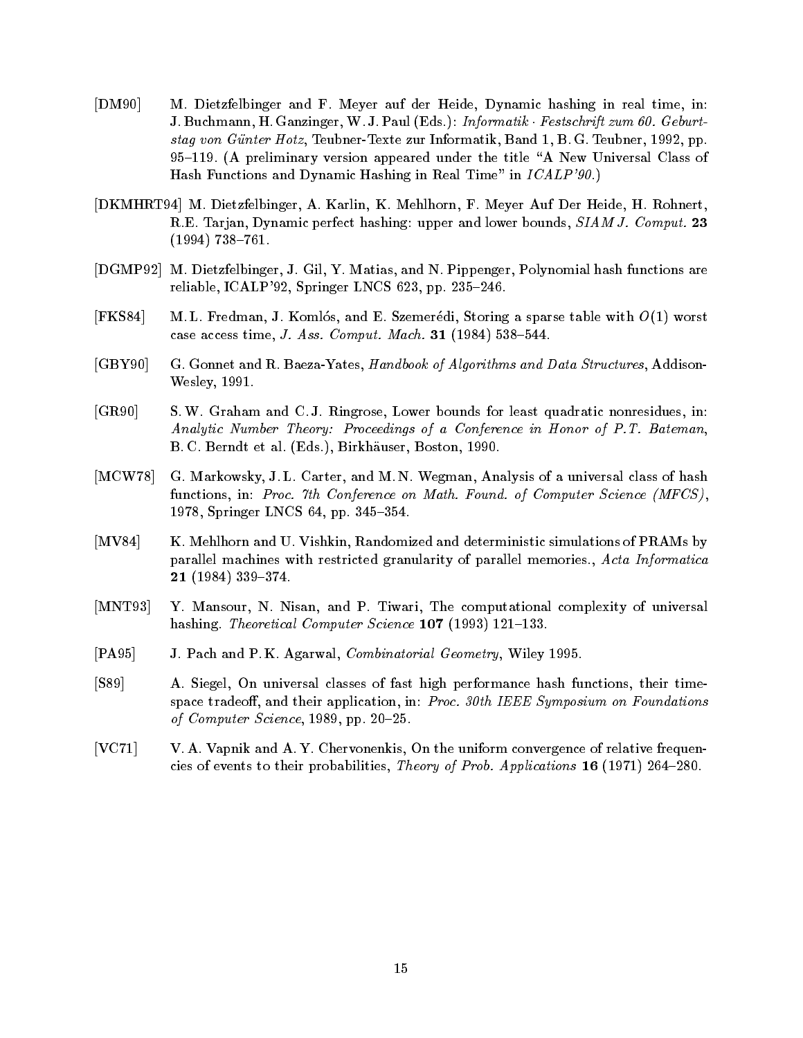[DM90] M. Dietzfelbinger and F. Meyer auf der Heide, Dynamic hashing in real time, in: J. Buchmann, H. Ganzinger, W. J. Paul (Eds.): *Informatik · Festschrift zum 60. Geburtstag von Günter Hotz*, Teubner-Texte zur Informatik, Band 1, B. G. Teubner, 1992, pp. 95–119. (A preliminary version appeared under the title "A New Universal Class of Hash Functions and Dynamic Hashing in Real Time" in *ICALP'90*.)

[DKMHRT94] M. Dietzfelbinger, A. Karlin, K. Mehlhorn, F. Meyer Auf Der Heide, H. Rohnert, R.E. Tarjan, Dynamic perfect hashing: upper and lower bounds, *SIAM J. Comput.* **23** (1994) 738–761.

[DGMP92] M. Dietzfelbinger, J. Gil, Y. Matias, and N. Pippenger, Polynomial hash functions are reliable, ICALP'92, Springer LNCS 623, pp. 235–246.

[FKS84] M. L. Fredman, J. Komlós, and E. Szemerédi, Storing a sparse table with $O(1)$ worst case access time, *J. Ass. Comput. Mach.* **31** (1984) 538–544.

[GBY90] G. Gonnet and R. Baeza-Yates, *Handbook of Algorithms and Data Structures*, Addison-Wesley, 1991.

[GR90] S. W. Graham and C. J. Ringrose, Lower bounds for least quadratic nonresidues, in: *Analytic Number Theory: Proceedings of a Conference in Honor of P.T. Bateman*, B. C. Berndt et al. (Eds.), Birkhäuser, Boston, 1990.

[MCW78] G. Markowsky, J. L. Carter, and M. N. Wegman, Analysis of a universal class of hash functions, in: *Proc. 7th Conference on Math. Found. of Computer Science (MFCS)*, 1978, Springer LNCS 64, pp. 345–354.

[MV84] K. Mehlhorn and U. Vishkin, Randomized and deterministic simulations of PRAMs by parallel machines with restricted granularity of parallel memories., *Acta Informatica* **21** (1984) 339–374.

[MNT93] Y. Mansour, N. Nisan, and P. Tiwari, The computational complexity of universal hashing. *Theoretical Computer Science* **107** (1993) 121–133.

[PA95] J. Pach and P. K. Agarwal, *Combinatorial Geometry*, Wiley 1995.

[S89] A. Siegel, On universal classes of fast high performance hash functions, their time-space tradeoff, and their application, in: *Proc. 30th IEEE Symposium on Foundations of Computer Science*, 1989, pp. 20–25.

[VC71] V. A. Vapnik and A. Y. Chervonenkis, On the uniform convergence of relative frequencies of events to their probabilities, *Theory of Prob. Applications* **16** (1971) 264–280.